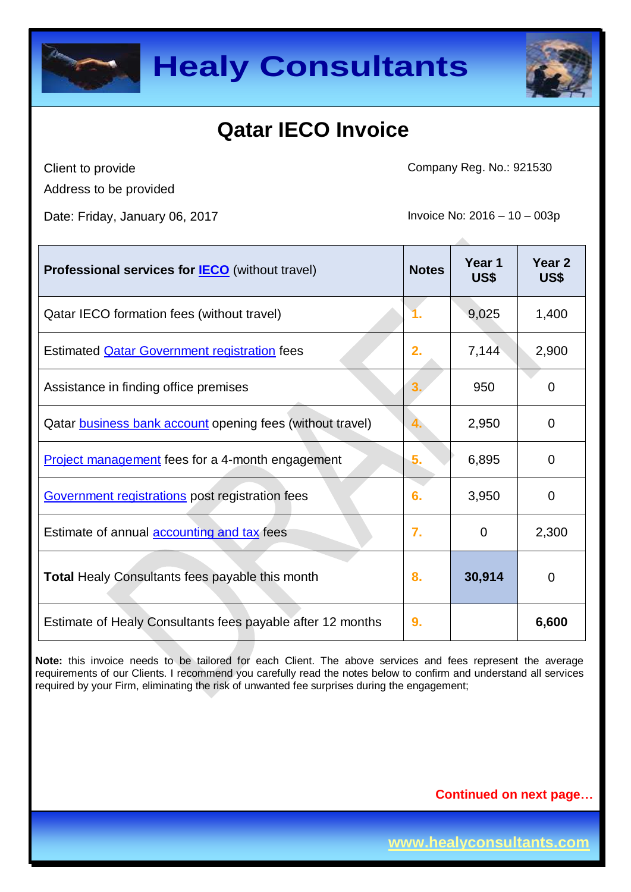# Healy Consultants

## Qatar IECO Invoice

Client to provide
Address to be provided

Company Reg. No.: 921530

Date: Friday, January 06, 2017

Invoice No: 2016 – 10 – 003p

| **Professional services for IECO** (without travel) | **Notes** | **Year 1 US$** | **Year 2 US$** |
|---|---|---|---|
| Qatar IECO formation fees (without travel) | 1. | 9,025 | 1,400 |
| Estimated Qatar Government registration fees | 2. | 7,144 | 2,900 |
| Assistance in finding office premises | 3. | 950 | 0 |
| Qatar business bank account opening fees (without travel) | 4. | 2,950 | 0 |
| Project management fees for a 4-month engagement | 5. | 6,895 | 0 |
| Government registrations post registration fees | 6. | 3,950 | 0 |
| Estimate of annual accounting and tax fees | 7. | 0 | 2,300 |
| **Total** Healy Consultants fees payable this month | 8. | **30,914** | 0 |
| Estimate of Healy Consultants fees payable after 12 months | 9. | | **6,600** |

**Note:** this invoice needs to be tailored for each Client. The above services and fees represent the average requirements of our Clients. I recommend you carefully read the notes below to confirm and understand all services required by your Firm, eliminating the risk of unwanted fee surprises during the engagement;

**Continued on next page…**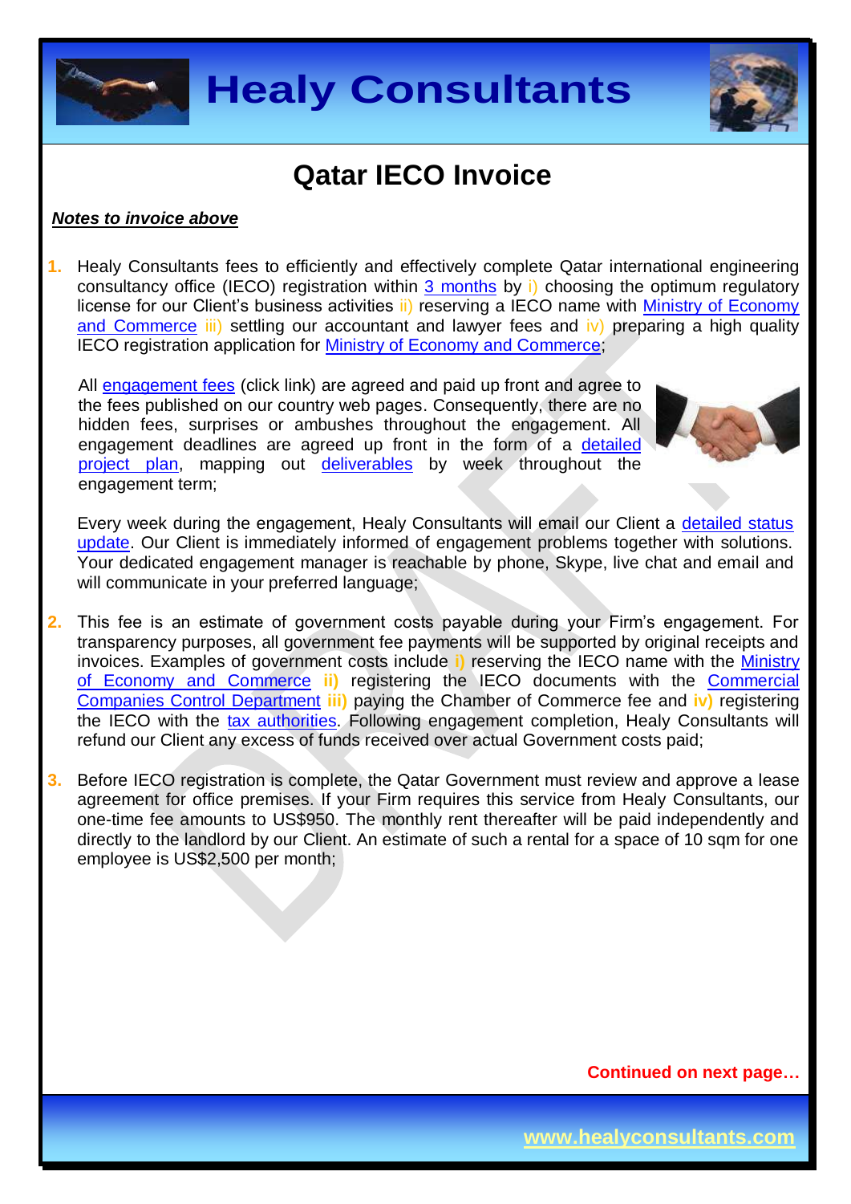# Qatar IECO Invoice

***Notes to invoice above***

1. Healy Consultants fees to efficiently and effectively complete Qatar international engineering consultancy office (IECO) registration within 3 months by i) choosing the optimum regulatory license for our Client's business activities ii) reserving a IECO name with Ministry of Economy and Commerce iii) settling our accountant and lawyer fees and iv) preparing a high quality IECO registration application for Ministry of Economy and Commerce;

   All engagement fees (click link) are agreed and paid up front and agree to the fees published on our country web pages. Consequently, there are no hidden fees, surprises or ambushes throughout the engagement. All engagement deadlines are agreed up front in the form of a detailed project plan, mapping out deliverables by week throughout the engagement term;

   Every week during the engagement, Healy Consultants will email our Client a detailed status update. Our Client is immediately informed of engagement problems together with solutions. Your dedicated engagement manager is reachable by phone, Skype, live chat and email and will communicate in your preferred language;

2. This fee is an estimate of government costs payable during your Firm's engagement. For transparency purposes, all government fee payments will be supported by original receipts and invoices. Examples of government costs include **i)** reserving the IECO name with the Ministry of Economy and Commerce **ii)** registering the IECO documents with the Commercial Companies Control Department **iii)** paying the Chamber of Commerce fee and **iv)** registering the IECO with the tax authorities. Following engagement completion, Healy Consultants will refund our Client any excess of funds received over actual Government costs paid;

3. Before IECO registration is complete, the Qatar Government must review and approve a lease agreement for office premises. If your Firm requires this service from Healy Consultants, our one-time fee amounts to US$950. The monthly rent thereafter will be paid independently and directly to the landlord by our Client. An estimate of such a rental for a space of 10 sqm for one employee is US$2,500 per month;

**Continued on next page…**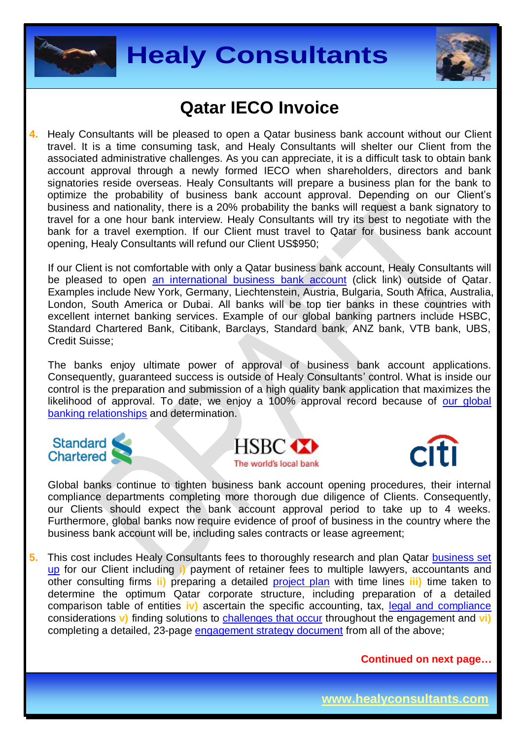# Qatar IECO Invoice

4. Healy Consultants will be pleased to open a Qatar business bank account without our Client travel. It is a time consuming task, and Healy Consultants will shelter our Client from the associated administrative challenges. As you can appreciate, it is a difficult task to obtain bank account approval through a newly formed IECO when shareholders, directors and bank signatories reside overseas. Healy Consultants will prepare a business plan for the bank to optimize the probability of business bank account approval. Depending on our Client's business and nationality, there is a 20% probability the banks will request a bank signatory to travel for a one hour bank interview. Healy Consultants will try its best to negotiate with the bank for a travel exemption. If our Client must travel to Qatar for business bank account opening, Healy Consultants will refund our Client US$950;

   If our Client is not comfortable with only a Qatar business bank account, Healy Consultants will be pleased to open an international business bank account (click link) outside of Qatar. Examples include New York, Germany, Liechtenstein, Austria, Bulgaria, South Africa, Australia, London, South America or Dubai. All banks will be top tier banks in these countries with excellent internet banking services. Example of our global banking partners include HSBC, Standard Chartered Bank, Citibank, Barclays, Standard bank, ANZ bank, VTB bank, UBS, Credit Suisse;

   The banks enjoy ultimate power of approval of business bank account applications. Consequently, guaranteed success is outside of Healy Consultants' control. What is inside our control is the preparation and submission of a high quality bank application that maximizes the likelihood of approval. To date, we enjoy a 100% approval record because of our global banking relationships and determination.

   Global banks continue to tighten business bank account opening procedures, their internal compliance departments completing more thorough due diligence of Clients. Consequently, our Clients should expect the bank account approval period to take up to 4 weeks. Furthermore, global banks now require evidence of proof of business in the country where the business bank account will be, including sales contracts or lease agreement;

5. This cost includes Healy Consultants fees to thoroughly research and plan Qatar business set up for our Client including **i)** payment of retainer fees to multiple lawyers, accountants and other consulting firms **ii)** preparing a detailed project plan with time lines **iii)** time taken to determine the optimum Qatar corporate structure, including preparation of a detailed comparison table of entities **iv)** ascertain the specific accounting, tax, legal and compliance considerations **v)** finding solutions to challenges that occur throughout the engagement and **vi)** completing a detailed, 23-page engagement strategy document from all of the above;

**Continued on next page…**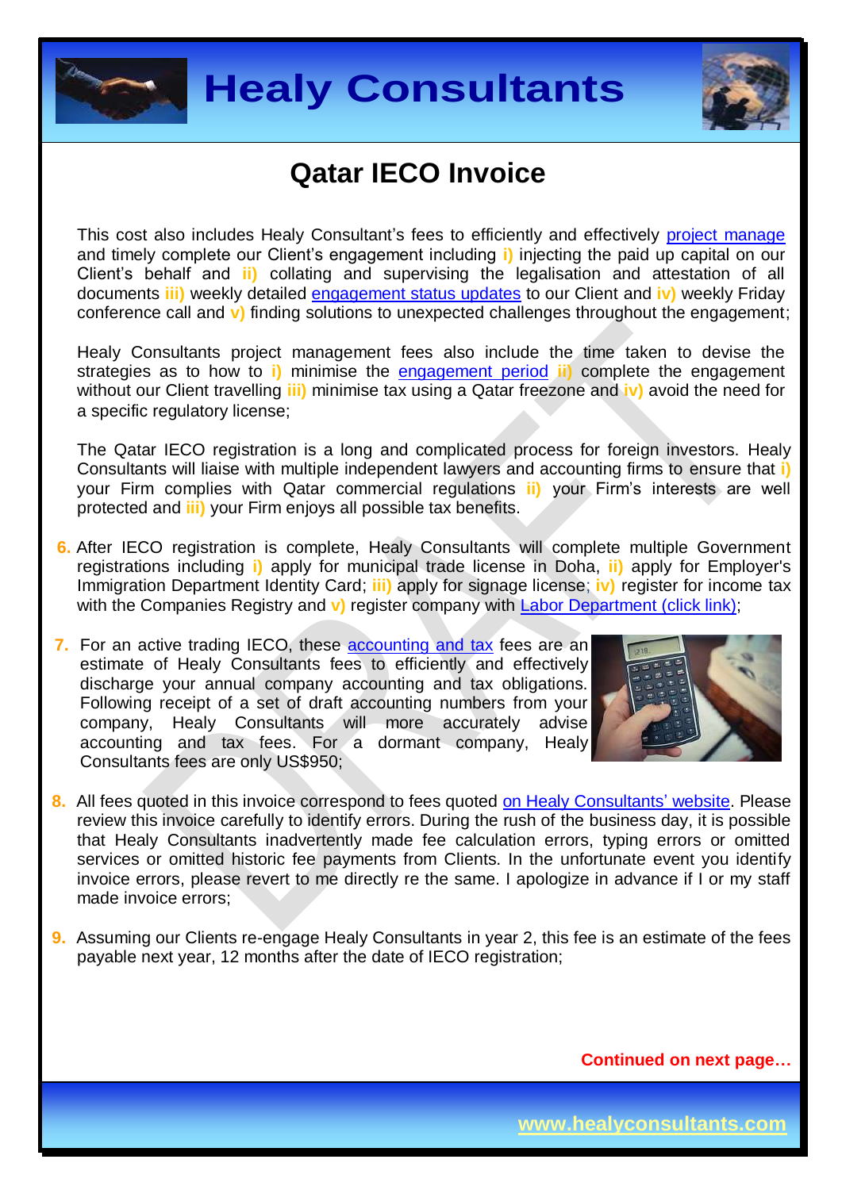## Qatar IECO Invoice

This cost also includes Healy Consultant's fees to efficiently and effectively project manage and timely complete our Client's engagement including **i)** injecting the paid up capital on our Client's behalf and **ii)** collating and supervising the legalisation and attestation of all documents **iii)** weekly detailed engagement status updates to our Client and **iv)** weekly Friday conference call and **v)** finding solutions to unexpected challenges throughout the engagement;

Healy Consultants project management fees also include the time taken to devise the strategies as to how to **i)** minimise the engagement period **ii)** complete the engagement without our Client travelling **iii)** minimise tax using a Qatar freezone and **iv)** avoid the need for a specific regulatory license;

The Qatar IECO registration is a long and complicated process for foreign investors. Healy Consultants will liaise with multiple independent lawyers and accounting firms to ensure that **i)** your Firm complies with Qatar commercial regulations **ii)** your Firm's interests are well protected and **iii)** your Firm enjoys all possible tax benefits.

6. After IECO registration is complete, Healy Consultants will complete multiple Government registrations including **i)** apply for municipal trade license in Doha, **ii)** apply for Employer's Immigration Department Identity Card; **iii)** apply for signage license; **iv)** register for income tax with the Companies Registry and **v)** register company with Labor Department (click link);

7. For an active trading IECO, these accounting and tax fees are an estimate of Healy Consultants fees to efficiently and effectively discharge your annual company accounting and tax obligations. Following receipt of a set of draft accounting numbers from your company, Healy Consultants will more accurately advise accounting and tax fees. For a dormant company, Healy Consultants fees are only US$950;

8. All fees quoted in this invoice correspond to fees quoted on Healy Consultants' website. Please review this invoice carefully to identify errors. During the rush of the business day, it is possible that Healy Consultants inadvertently made fee calculation errors, typing errors or omitted services or omitted historic fee payments from Clients. In the unfortunate event you identify invoice errors, please revert to me directly re the same. I apologize in advance if I or my staff made invoice errors;

9. Assuming our Clients re-engage Healy Consultants in year 2, this fee is an estimate of the fees payable next year, 12 months after the date of IECO registration;

**Continued on next page…**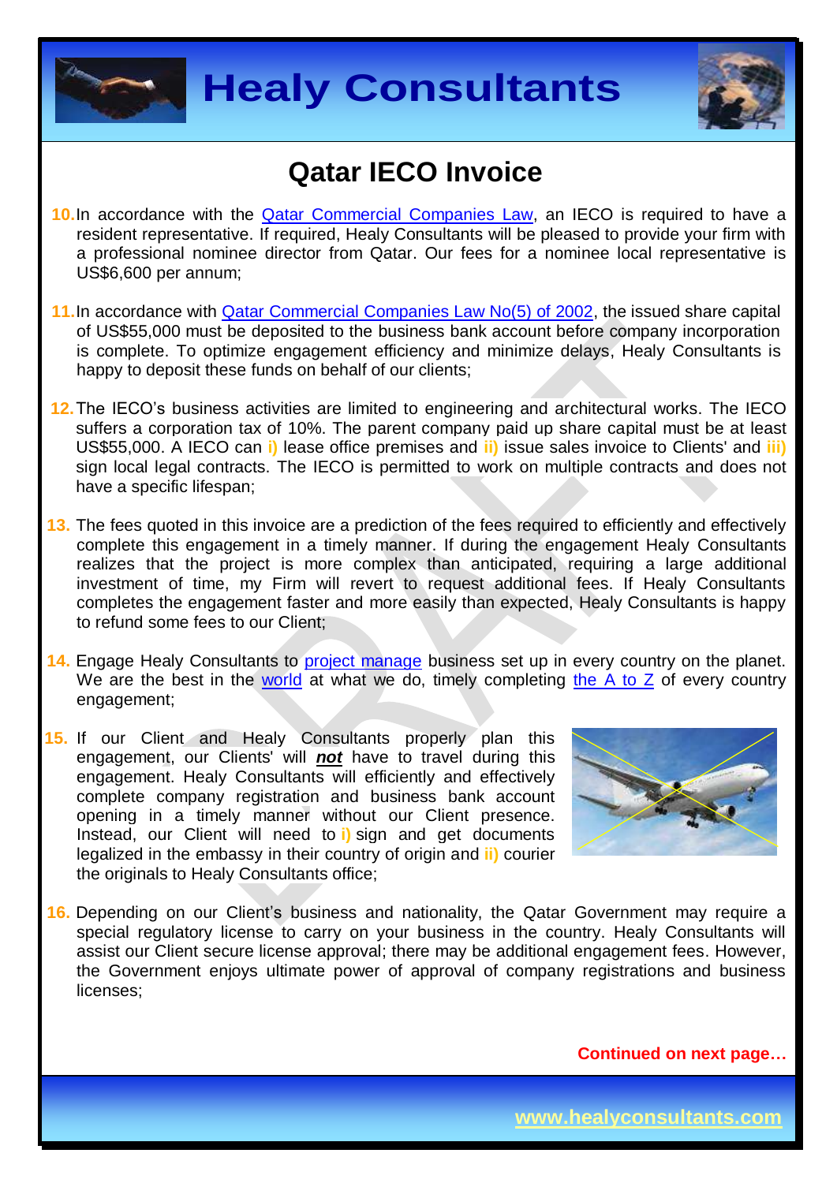# Qatar IECO Invoice

10. In accordance with the Qatar Commercial Companies Law, an IECO is required to have a resident representative. If required, Healy Consultants will be pleased to provide your firm with a professional nominee director from Qatar. Our fees for a nominee local representative is US$6,600 per annum;

11. In accordance with Qatar Commercial Companies Law No(5) of 2002, the issued share capital of US$55,000 must be deposited to the business bank account before company incorporation is complete. To optimize engagement efficiency and minimize delays, Healy Consultants is happy to deposit these funds on behalf of our clients;

12. The IECO's business activities are limited to engineering and architectural works. The IECO suffers a corporation tax of 10%. The parent company paid up share capital must be at least US$55,000. A IECO can **i)** lease office premises and **ii)** issue sales invoice to Clients' and **iii)** sign local legal contracts. The IECO is permitted to work on multiple contracts and does not have a specific lifespan;

13. The fees quoted in this invoice are a prediction of the fees required to efficiently and effectively complete this engagement in a timely manner. If during the engagement Healy Consultants realizes that the project is more complex than anticipated, requiring a large additional investment of time, my Firm will revert to request additional fees. If Healy Consultants completes the engagement faster and more easily than expected, Healy Consultants is happy to refund some fees to our Client;

14. Engage Healy Consultants to project manage business set up in every country on the planet. We are the best in the world at what we do, timely completing the A to Z of every country engagement;

15. If our Client and Healy Consultants properly plan this engagement, our Clients' will ***not*** have to travel during this engagement. Healy Consultants will efficiently and effectively complete company registration and business bank account opening in a timely manner without our Client presence. Instead, our Client will need to **i)** sign and get documents legalized in the embassy in their country of origin and **ii)** courier the originals to Healy Consultants office;

16. Depending on our Client's business and nationality, the Qatar Government may require a special regulatory license to carry on your business in the country. Healy Consultants will assist our Client secure license approval; there may be additional engagement fees. However, the Government enjoys ultimate power of approval of company registrations and business licenses;

**Continued on next page…**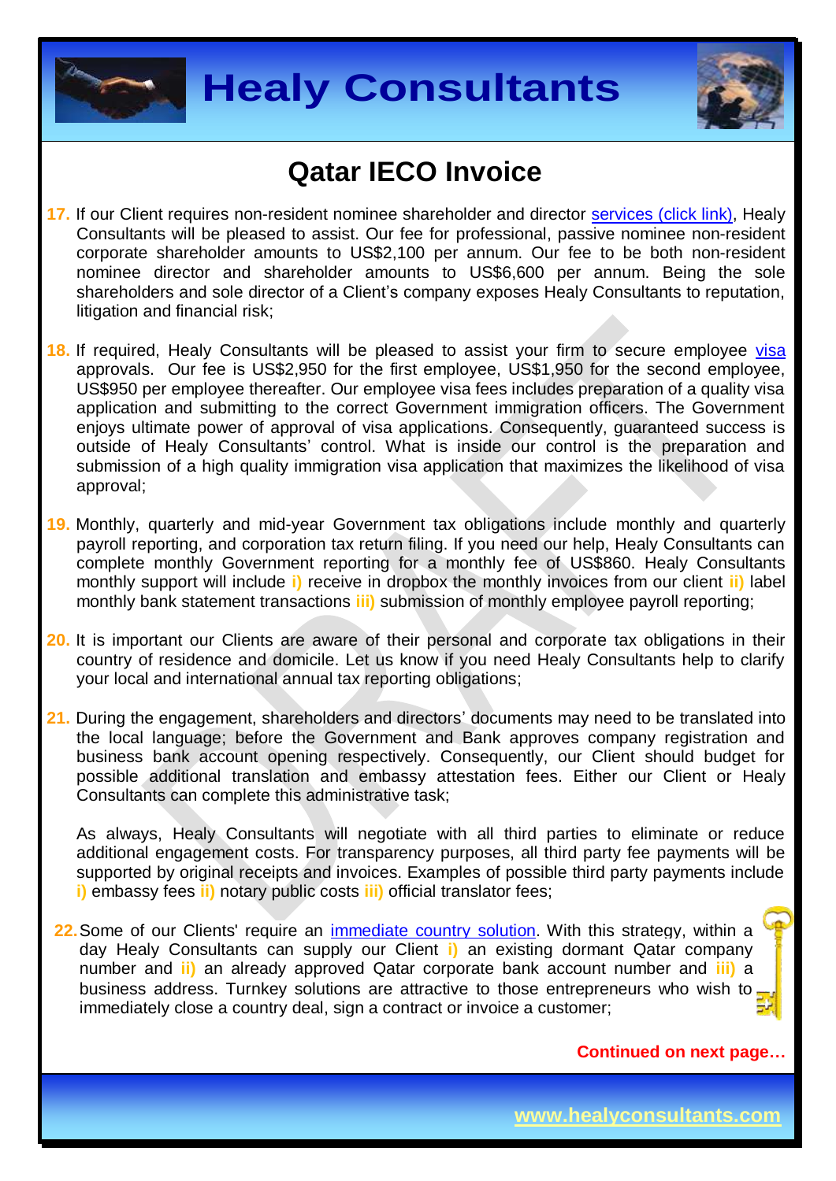## Qatar IECO Invoice

17. If our Client requires non-resident nominee shareholder and director services (click link), Healy Consultants will be pleased to assist. Our fee for professional, passive nominee non-resident corporate shareholder amounts to US$2,100 per annum. Our fee to be both non-resident nominee director and shareholder amounts to US$6,600 per annum. Being the sole shareholders and sole director of a Client's company exposes Healy Consultants to reputation, litigation and financial risk;

18. If required, Healy Consultants will be pleased to assist your firm to secure employee visa approvals. Our fee is US$2,950 for the first employee, US$1,950 for the second employee, US$950 per employee thereafter. Our employee visa fees includes preparation of a quality visa application and submitting to the correct Government immigration officers. The Government enjoys ultimate power of approval of visa applications. Consequently, guaranteed success is outside of Healy Consultants' control. What is inside our control is the preparation and submission of a high quality immigration visa application that maximizes the likelihood of visa approval;

19. Monthly, quarterly and mid-year Government tax obligations include monthly and quarterly payroll reporting, and corporation tax return filing. If you need our help, Healy Consultants can complete monthly Government reporting for a monthly fee of US$860. Healy Consultants monthly support will include **i)** receive in dropbox the monthly invoices from our client **ii)** label monthly bank statement transactions **iii)** submission of monthly employee payroll reporting;

20. It is important our Clients are aware of their personal and corporate tax obligations in their country of residence and domicile. Let us know if you need Healy Consultants help to clarify your local and international annual tax reporting obligations;

21. During the engagement, shareholders and directors' documents may need to be translated into the local language; before the Government and Bank approves company registration and business bank account opening respectively. Consequently, our Client should budget for possible additional translation and embassy attestation fees. Either our Client or Healy Consultants can complete this administrative task;

    As always, Healy Consultants will negotiate with all third parties to eliminate or reduce additional engagement costs. For transparency purposes, all third party fee payments will be supported by original receipts and invoices. Examples of possible third party payments include **i)** embassy fees **ii)** notary public costs **iii)** official translator fees;

22. Some of our Clients' require an immediate country solution. With this strategy, within a day Healy Consultants can supply our Client **i)** an existing dormant Qatar company number and **ii)** an already approved Qatar corporate bank account number and **iii)** a business address. Turnkey solutions are attractive to those entrepreneurs who wish to immediately close a country deal, sign a contract or invoice a customer;

**Continued on next page…**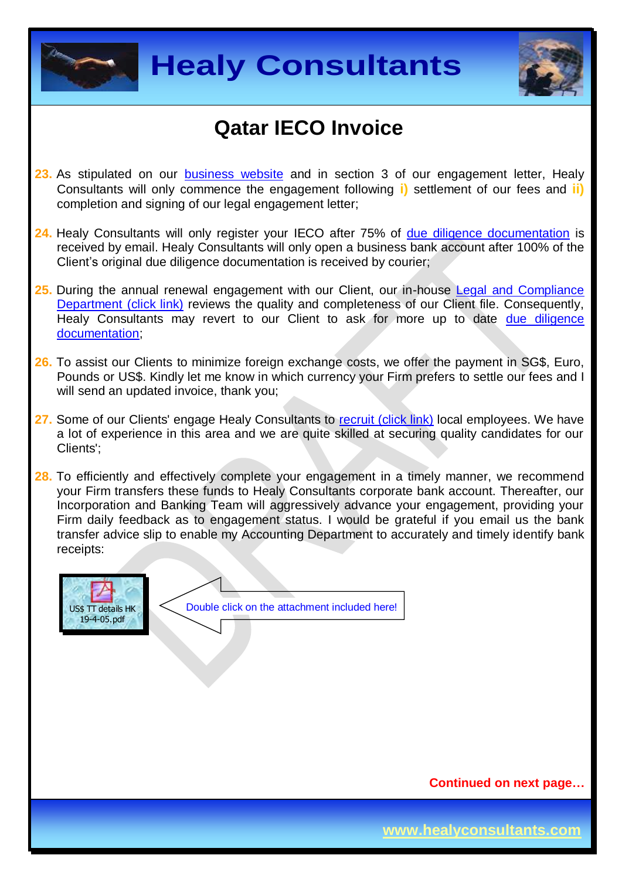# Qatar IECO Invoice

23. As stipulated on our business website and in section 3 of our engagement letter, Healy Consultants will only commence the engagement following **i)** settlement of our fees and **ii)** completion and signing of our legal engagement letter;

24. Healy Consultants will only register your IECO after 75% of due diligence documentation is received by email. Healy Consultants will only open a business bank account after 100% of the Client's original due diligence documentation is received by courier;

25. During the annual renewal engagement with our Client, our in-house Legal and Compliance Department (click link) reviews the quality and completeness of our Client file. Consequently, Healy Consultants may revert to our Client to ask for more up to date due diligence documentation;

26. To assist our Clients to minimize foreign exchange costs, we offer the payment in SG$, Euro, Pounds or US$. Kindly let me know in which currency your Firm prefers to settle our fees and I will send an updated invoice, thank you;

27. Some of our Clients' engage Healy Consultants to recruit (click link) local employees. We have a lot of experience in this area and we are quite skilled at securing quality candidates for our Clients';

28. To efficiently and effectively complete your engagement in a timely manner, we recommend your Firm transfers these funds to Healy Consultants corporate bank account. Thereafter, our Incorporation and Banking Team will aggressively advance your engagement, providing your Firm daily feedback as to engagement status. I would be grateful if you email us the bank transfer advice slip to enable my Accounting Department to accurately and timely identify bank receipts:

US$ TT details HK 19-4-05.pdf

Double click on the attachment included here!

**Continued on next page…**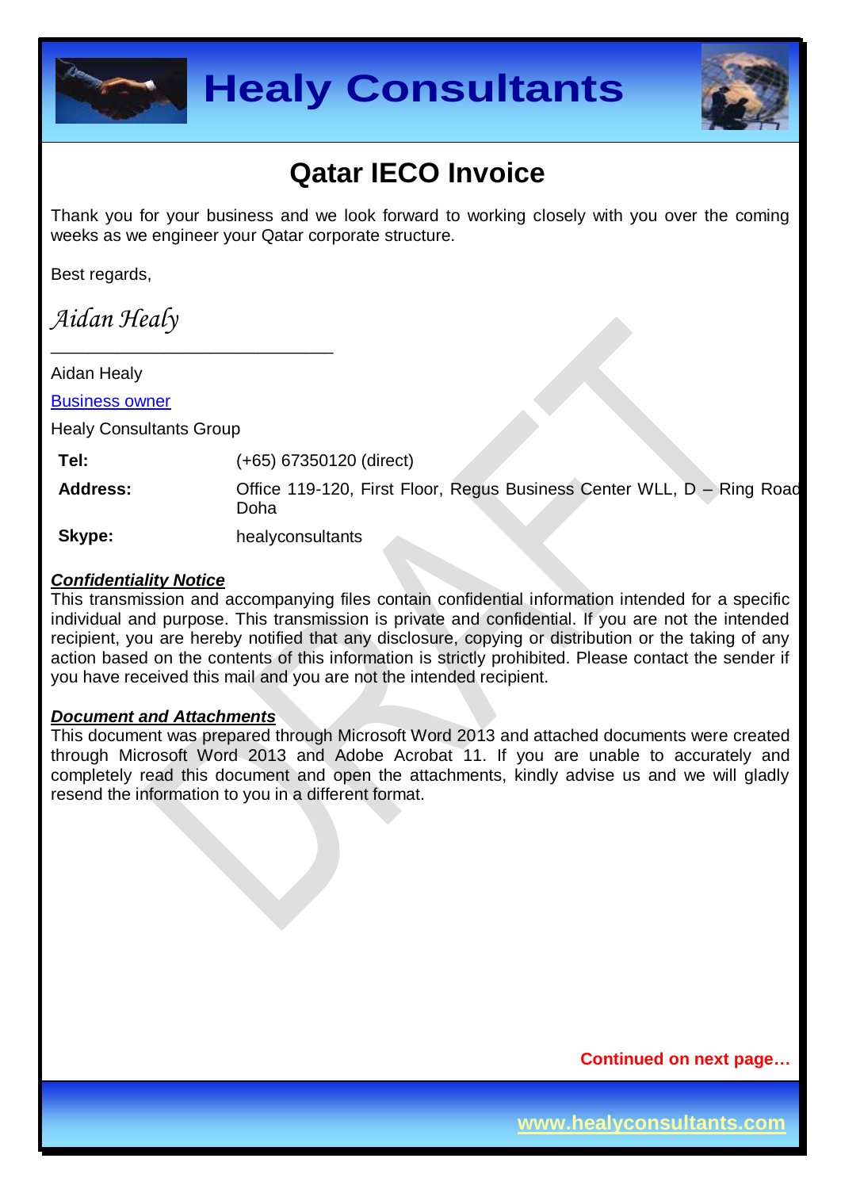# Qatar IECO Invoice

Thank you for your business and we look forward to working closely with you over the coming weeks as we engineer your Qatar corporate structure.

Best regards,

*Aidan Healy*

______________________________

Aidan Healy

Business owner

Healy Consultants Group

| | |
|---|---|
| **Tel:** | (+65) 67350120 (direct) |
| **Address:** | Office 119-120, First Floor, Regus Business Center WLL, D – Ring Road Doha |
| **Skype:** | healyconsultants |

***Confidentiality Notice***

This transmission and accompanying files contain confidential information intended for a specific individual and purpose. This transmission is private and confidential. If you are not the intended recipient, you are hereby notified that any disclosure, copying or distribution or the taking of any action based on the contents of this information is strictly prohibited. Please contact the sender if you have received this mail and you are not the intended recipient.

***Document and Attachments***

This document was prepared through Microsoft Word 2013 and attached documents were created through Microsoft Word 2013 and Adobe Acrobat 11. If you are unable to accurately and completely read this document and open the attachments, kindly advise us and we will gladly resend the information to you in a different format.

**Continued on next page…**